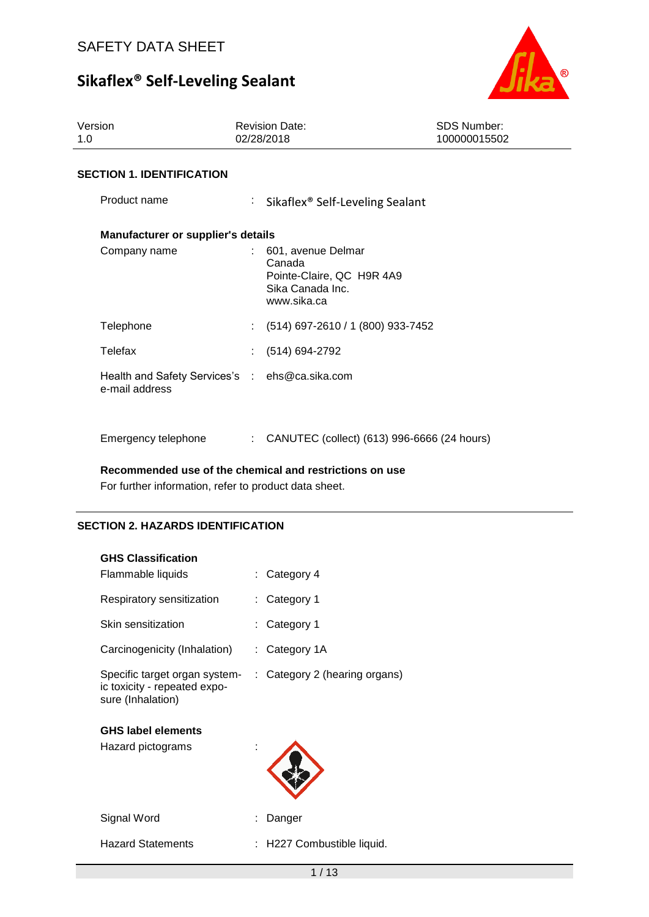SAFETY DATA SHEET

# Sikaflex® Self-Leveling Sealant

| Version | Revision Date: | SDS Number: |
|---|---|---|
| 1.0 | 02/28/2018 | 100000015502 |

## SECTION 1. IDENTIFICATION

Product name : Sikaflex® Self-Leveling Sealant

**Manufacturer or supplier's details**

Company name : 601, avenue Delmar
Canada
Pointe-Claire, QC H9R 4A9
Sika Canada Inc.
www.sika.ca

Telephone : (514) 697-2610 / 1 (800) 933-7452

Telefax : (514) 694-2792

Health and Safety Services's e-mail address : ehs@ca.sika.com

Emergency telephone : CANUTEC (collect) (613) 996-6666 (24 hours)

**Recommended use of the chemical and restrictions on use**

For further information, refer to product data sheet.

## SECTION 2. HAZARDS IDENTIFICATION

**GHS Classification**

Flammable liquids : Category 4

Respiratory sensitization : Category 1

Skin sensitization : Category 1

Carcinogenicity (Inhalation) : Category 1A

Specific target organ systemic toxicity - repeated exposure (Inhalation) : Category 2 (hearing organs)

**GHS label elements**

Hazard pictograms :

Signal Word : Danger

Hazard Statements : H227 Combustible liquid.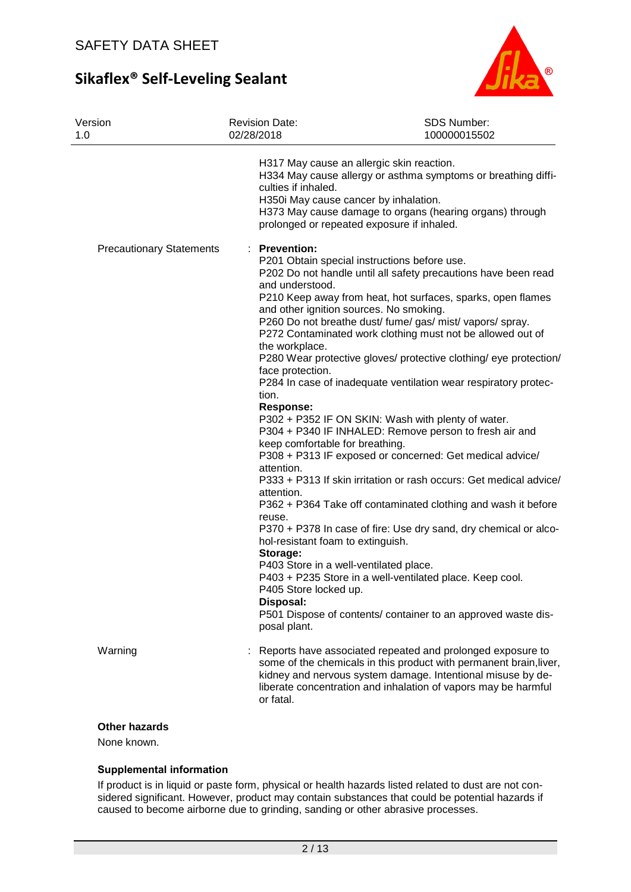| | | |
|---|---|---|
| Version 1.0 | Revision Date: 02/28/2018 | SDS Number: 100000015502 |

H317 May cause an allergic skin reaction.
H334 May cause allergy or asthma symptoms or breathing difficulties if inhaled.
H350i May cause cancer by inhalation.
H373 May cause damage to organs (hearing organs) through prolonged or repeated exposure if inhaled.

Precautionary Statements : **Prevention:**
P201 Obtain special instructions before use.
P202 Do not handle until all safety precautions have been read and understood.
P210 Keep away from heat, hot surfaces, sparks, open flames and other ignition sources. No smoking.
P260 Do not breathe dust/ fume/ gas/ mist/ vapors/ spray.
P272 Contaminated work clothing must not be allowed out of the workplace.
P280 Wear protective gloves/ protective clothing/ eye protection/ face protection.
P284 In case of inadequate ventilation wear respiratory protection.
**Response:**
P302 + P352 IF ON SKIN: Wash with plenty of water.
P304 + P340 IF INHALED: Remove person to fresh air and keep comfortable for breathing.
P308 + P313 IF exposed or concerned: Get medical advice/ attention.
P333 + P313 If skin irritation or rash occurs: Get medical advice/ attention.
P362 + P364 Take off contaminated clothing and wash it before reuse.
P370 + P378 In case of fire: Use dry sand, dry chemical or alcohol-resistant foam to extinguish.
**Storage:**
P403 Store in a well-ventilated place.
P403 + P235 Store in a well-ventilated place. Keep cool.
P405 Store locked up.
**Disposal:**
P501 Dispose of contents/ container to an approved waste disposal plant.

Warning : Reports have associated repeated and prolonged exposure to some of the chemicals in this product with permanent brain,liver, kidney and nervous system damage. Intentional misuse by deliberate concentration and inhalation of vapors may be harmful or fatal.

**Other hazards**

None known.

**Supplemental information**

If product is in liquid or paste form, physical or health hazards listed related to dust are not considered significant. However, product may contain substances that could be potential hazards if caused to become airborne due to grinding, sanding or other abrasive processes.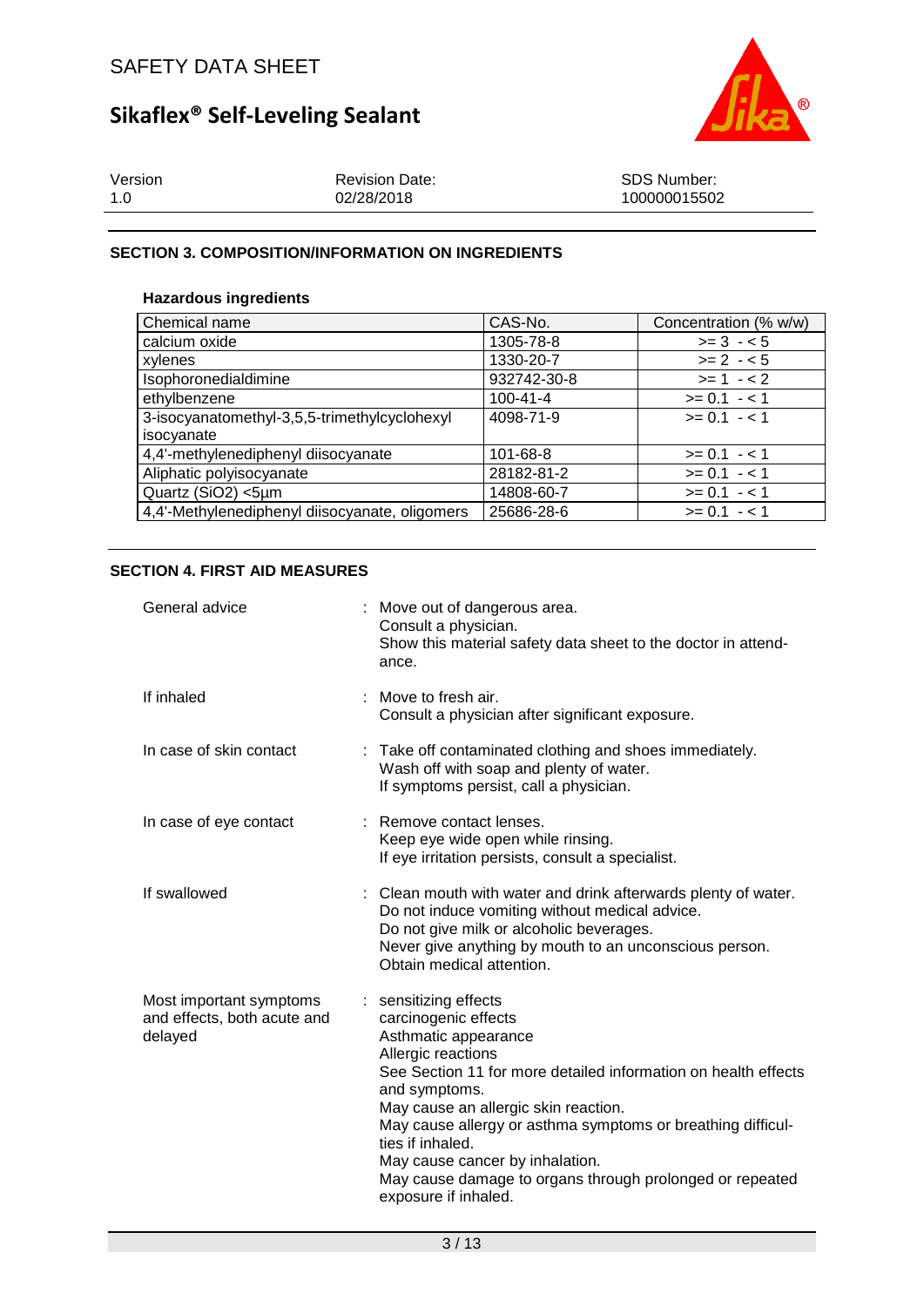## SECTION 3. COMPOSITION/INFORMATION ON INGREDIENTS

### Hazardous ingredients

| Chemical name | CAS-No. | Concentration (% w/w) |
|---|---|---|
| calcium oxide | 1305-78-8 | >= 3 - < 5 |
| xylenes | 1330-20-7 | >= 2 - < 5 |
| Isophoronedialdimine | 932742-30-8 | >= 1 - < 2 |
| ethylbenzene | 100-41-4 | >= 0.1 - < 1 |
| 3-isocyanatomethyl-3,5,5-trimethylcyclohexyl isocyanate | 4098-71-9 | >= 0.1 - < 1 |
| 4,4'-methylenediphenyl diisocyanate | 101-68-8 | >= 0.1 - < 1 |
| Aliphatic polyisocyanate | 28182-81-2 | >= 0.1 - < 1 |
| Quartz ($SiO_2$) <5µm | 14808-60-7 | >= 0.1 - < 1 |
| 4,4'-Methylenediphenyl diisocyanate, oligomers | 25686-28-6 | >= 0.1 - < 1 |

## SECTION 4. FIRST AID MEASURES

**General advice** : Move out of dangerous area.
Consult a physician.
Show this material safety data sheet to the doctor in attendance.

**If inhaled** : Move to fresh air.
Consult a physician after significant exposure.

**In case of skin contact** : Take off contaminated clothing and shoes immediately.
Wash off with soap and plenty of water.
If symptoms persist, call a physician.

**In case of eye contact** : Remove contact lenses.
Keep eye wide open while rinsing.
If eye irritation persists, consult a specialist.

**If swallowed** : Clean mouth with water and drink afterwards plenty of water.
Do not induce vomiting without medical advice.
Do not give milk or alcoholic beverages.
Never give anything by mouth to an unconscious person.
Obtain medical attention.

**Most important symptoms and effects, both acute and delayed** : sensitizing effects
carcinogenic effects
Asthmatic appearance
Allergic reactions
See Section 11 for more detailed information on health effects and symptoms.
May cause an allergic skin reaction.
May cause allergy or asthma symptoms or breathing difficulties if inhaled.
May cause cancer by inhalation.
May cause damage to organs through prolonged or repeated exposure if inhaled.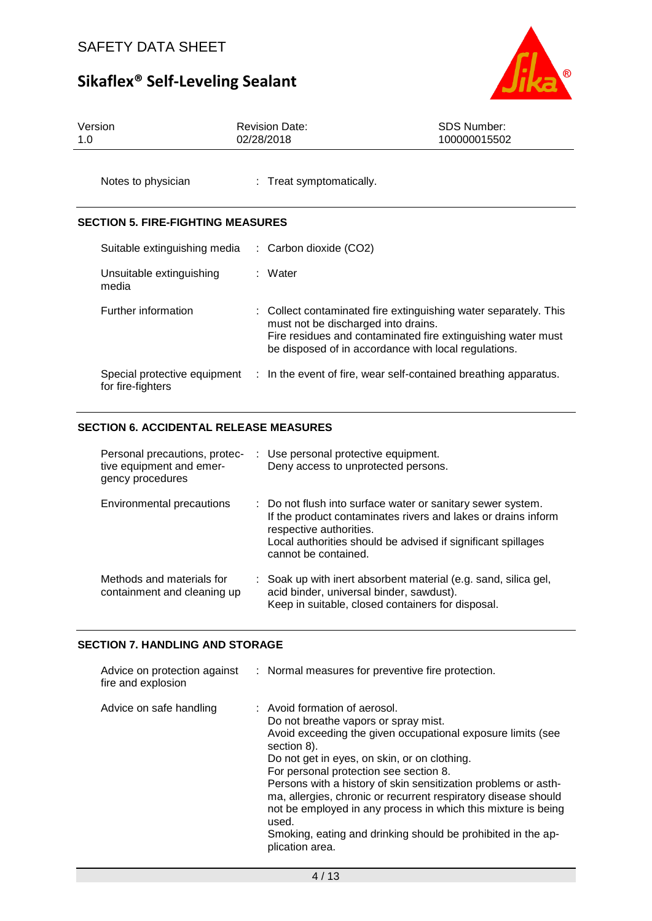| | |
|---|---|
| Notes to physician | : Treat symptomatically. |

## SECTION 5. FIRE-FIGHTING MEASURES

| | |
|---|---|
| Suitable extinguishing media | : Carbon dioxide ($CO_2$) |
| Unsuitable extinguishing media | : Water |
| Further information | : Collect contaminated fire extinguishing water separately. This must not be discharged into drains.<br>Fire residues and contaminated fire extinguishing water must be disposed of in accordance with local regulations. |
| Special protective equipment for fire-fighters | : In the event of fire, wear self-contained breathing apparatus. |

## SECTION 6. ACCIDENTAL RELEASE MEASURES

| | |
|---|---|
| Personal precautions, protective equipment and emergency procedures | : Use personal protective equipment.<br>Deny access to unprotected persons. |
| Environmental precautions | : Do not flush into surface water or sanitary sewer system.<br>If the product contaminates rivers and lakes or drains inform respective authorities.<br>Local authorities should be advised if significant spillages cannot be contained. |
| Methods and materials for containment and cleaning up | : Soak up with inert absorbent material (e.g. sand, silica gel, acid binder, universal binder, sawdust).<br>Keep in suitable, closed containers for disposal. |

## SECTION 7. HANDLING AND STORAGE

| | |
|---|---|
| Advice on protection against fire and explosion | : Normal measures for preventive fire protection. |
| Advice on safe handling | : Avoid formation of aerosol.<br>Do not breathe vapors or spray mist.<br>Avoid exceeding the given occupational exposure limits (see section 8).<br>Do not get in eyes, on skin, or on clothing.<br>For personal protection see section 8.<br>Persons with a history of skin sensitization problems or asthma, allergies, chronic or recurrent respiratory disease should not be employed in any process in which this mixture is being used.<br>Smoking, eating and drinking should be prohibited in the application area. |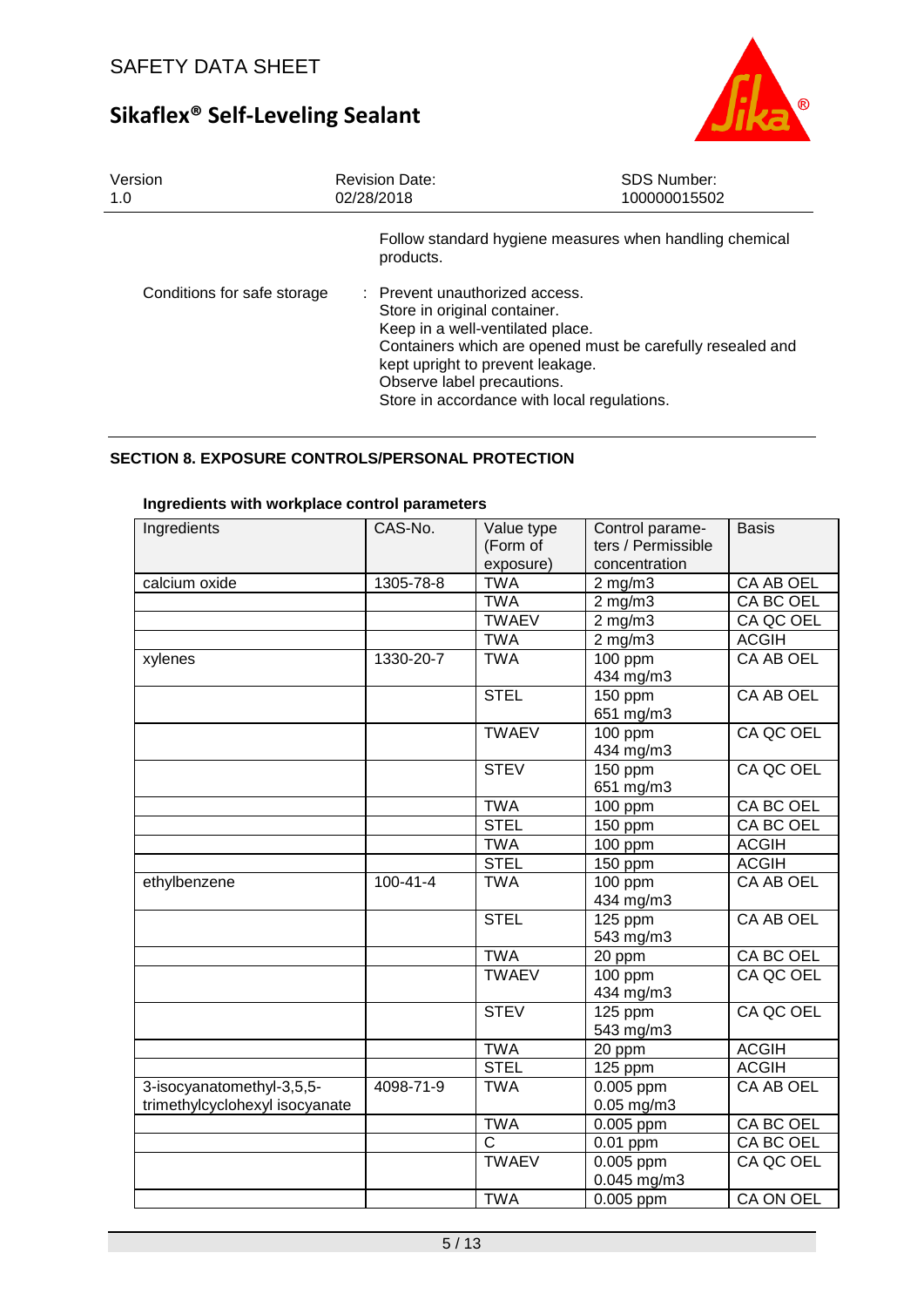Follow standard hygiene measures when handling chemical products.

Conditions for safe storage : Prevent unauthorized access.
Store in original container.
Keep in a well-ventilated place.
Containers which are opened must be carefully resealed and kept upright to prevent leakage.
Observe label precautions.
Store in accordance with local regulations.

## SECTION 8. EXPOSURE CONTROLS/PERSONAL PROTECTION

### Ingredients with workplace control parameters

| Ingredients | CAS-No. | Value type (Form of exposure) | Control parameters / Permissible concentration | Basis |
|---|---|---|---|---|
| calcium oxide | 1305-78-8 | TWA | 2 mg/m3 | CA AB OEL |
| | | TWA | 2 mg/m3 | CA BC OEL |
| | | TWAEV | 2 mg/m3 | CA QC OEL |
| | | TWA | 2 mg/m3 | ACGIH |
| xylenes | 1330-20-7 | TWA | 100 ppm 434 mg/m3 | CA AB OEL |
| | | STEL | 150 ppm 651 mg/m3 | CA AB OEL |
| | | TWAEV | 100 ppm 434 mg/m3 | CA QC OEL |
| | | STEV | 150 ppm 651 mg/m3 | CA QC OEL |
| | | TWA | 100 ppm | CA BC OEL |
| | | STEL | 150 ppm | CA BC OEL |
| | | TWA | 100 ppm | ACGIH |
| | | STEL | 150 ppm | ACGIH |
| ethylbenzene | 100-41-4 | TWA | 100 ppm 434 mg/m3 | CA AB OEL |
| | | STEL | 125 ppm 543 mg/m3 | CA AB OEL |
| | | TWA | 20 ppm | CA BC OEL |
| | | TWAEV | 100 ppm 434 mg/m3 | CA QC OEL |
| | | STEV | 125 ppm 543 mg/m3 | CA QC OEL |
| | | TWA | 20 ppm | ACGIH |
| | | STEL | 125 ppm | ACGIH |
| 3-isocyanatomethyl-3,5,5-trimethylcyclohexyl isocyanate | 4098-71-9 | TWA | 0.005 ppm 0.05 mg/m3 | CA AB OEL |
| | | TWA | 0.005 ppm | CA BC OEL |
| | | C | 0.01 ppm | CA BC OEL |
| | | TWAEV | 0.005 ppm 0.045 mg/m3 | CA QC OEL |
| | | TWA | 0.005 ppm | CA ON OEL |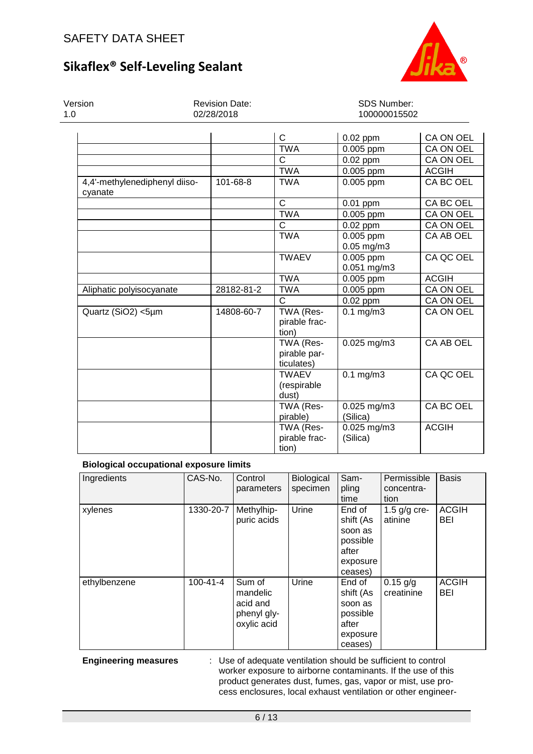| | | | | |
|---|---|---|---|---|
| | | C | 0.02 ppm | CA ON OEL |
| | | TWA | 0.005 ppm | CA ON OEL |
| | | C | 0.02 ppm | CA ON OEL |
| | | TWA | 0.005 ppm | ACGIH |
| 4,4'-methylenediphenyl diisocyanate | 101-68-8 | TWA | 0.005 ppm | CA BC OEL |
| | | C | 0.01 ppm | CA BC OEL |
| | | TWA | 0.005 ppm | CA ON OEL |
| | | C | 0.02 ppm | CA ON OEL |
| | | TWA | 0.005 ppm<br>0.05 mg/m3 | CA AB OEL |
| | | TWAEV | 0.005 ppm<br>0.051 mg/m3 | CA QC OEL |
| | | TWA | 0.005 ppm | ACGIH |
| Aliphatic polyisocyanate | 28182-81-2 | TWA | 0.005 ppm | CA ON OEL |
| | | C | 0.02 ppm | CA ON OEL |
| Quartz (SiO2) <5µm | 14808-60-7 | TWA (Respirable fraction) | 0.1 mg/m3 | CA ON OEL |
| | | TWA (Respirable particulates) | 0.025 mg/m3 | CA AB OEL |
| | | TWAEV (respirable dust) | 0.1 mg/m3 | CA QC OEL |
| | | TWA (Respirable) | 0.025 mg/m3 (Silica) | CA BC OEL |
| | | TWA (Respirable fraction) | 0.025 mg/m3 (Silica) | ACGIH |

**Biological occupational exposure limits**

| Ingredients | CAS-No. | Control parameters | Biological specimen | Sampling time | Permissible concentration | Basis |
|---|---|---|---|---|---|---|
| xylenes | 1330-20-7 | Methylhippuric acids | Urine | End of shift (As soon as possible after exposure ceases) | 1.5 g/g creatinine | ACGIH BEI |
| ethylbenzene | 100-41-4 | Sum of mandelic acid and phenyl glyoxylic acid | Urine | End of shift (As soon as possible after exposure ceases) | 0.15 g/g creatinine | ACGIH BEI |

**Engineering measures** : Use of adequate ventilation should be sufficient to control worker exposure to airborne contaminants. If the use of this product generates dust, fumes, gas, vapor or mist, use process enclosures, local exhaust ventilation or other engineer-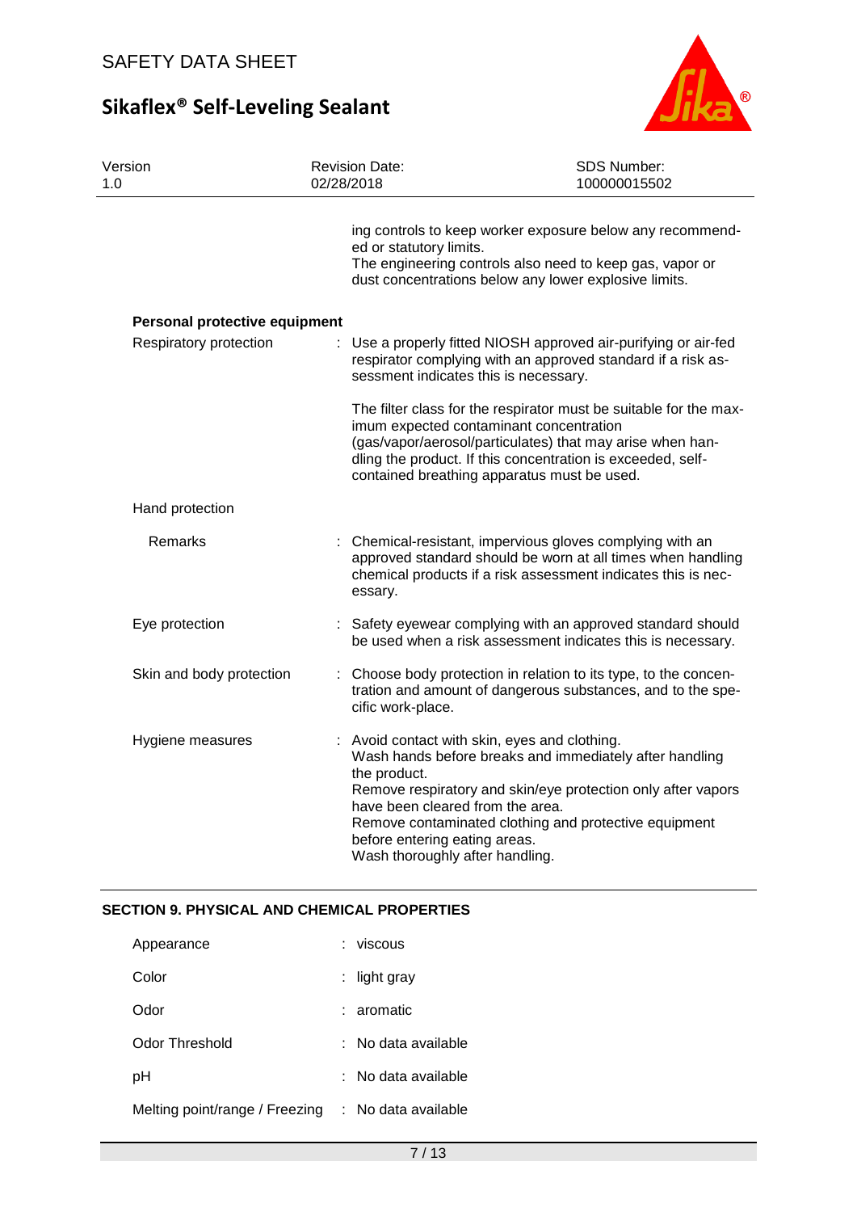ing controls to keep worker exposure below any recommended or statutory limits.
The engineering controls also need to keep gas, vapor or dust concentrations below any lower explosive limits.

**Personal protective equipment**

| | |
|---|---|
| Respiratory protection | : Use a properly fitted NIOSH approved air-purifying or air-fed respirator complying with an approved standard if a risk assessment indicates this is necessary.<br><br>The filter class for the respirator must be suitable for the maximum expected contaminant concentration (gas/vapor/aerosol/particulates) that may arise when handling the product. If this concentration is exceeded, self-contained breathing apparatus must be used. |
| Hand protection | |
| Remarks | : Chemical-resistant, impervious gloves complying with an approved standard should be worn at all times when handling chemical products if a risk assessment indicates this is necessary. |
| Eye protection | : Safety eyewear complying with an approved standard should be used when a risk assessment indicates this is necessary. |
| Skin and body protection | : Choose body protection in relation to its type, to the concentration and amount of dangerous substances, and to the specific work-place. |
| Hygiene measures | : Avoid contact with skin, eyes and clothing.<br>Wash hands before breaks and immediately after handling the product.<br>Remove respiratory and skin/eye protection only after vapors have been cleared from the area.<br>Remove contaminated clothing and protective equipment before entering eating areas.<br>Wash thoroughly after handling. |

## SECTION 9. PHYSICAL AND CHEMICAL PROPERTIES

| | |
|---|---|
| Appearance | : viscous |
| Color | : light gray |
| Odor | : aromatic |
| Odor Threshold | : No data available |
| pH | : No data available |
| Melting point/range / Freezing | : No data available |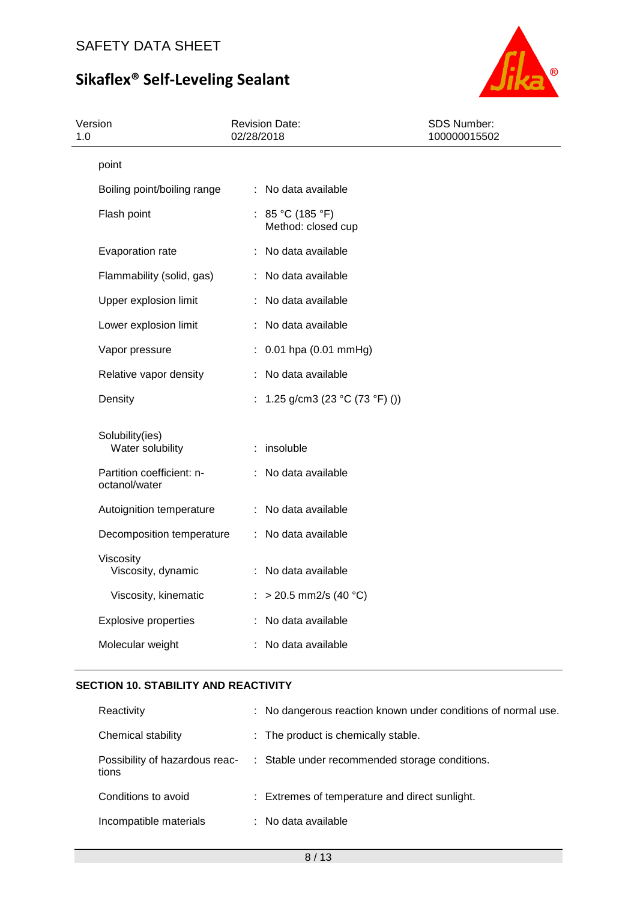| | | |
|---|---|---|
| point | | |
| Boiling point/boiling range | : | No data available |
| Flash point | : | 85 °C (185 °F)<br>Method: closed cup |
| Evaporation rate | : | No data available |
| Flammability (solid, gas) | : | No data available |
| Upper explosion limit | : | No data available |
| Lower explosion limit | : | No data available |
| Vapor pressure | : | 0.01 hpa (0.01 mmHg) |
| Relative vapor density | : | No data available |
| Density | : | 1.25 g/cm3 (23 °C (73 °F) ()) |
| Solubility(ies)<br>Water solubility | : | insoluble |
| Partition coefficient: n-octanol/water | : | No data available |
| Autoignition temperature | : | No data available |
| Decomposition temperature | : | No data available |
| Viscosity<br>Viscosity, dynamic | : | No data available |
| Viscosity, kinematic | : | > 20.5 mm2/s (40 °C) |
| Explosive properties | : | No data available |
| Molecular weight | : | No data available |

## SECTION 10. STABILITY AND REACTIVITY

| | | |
|---|---|---|
| Reactivity | : | No dangerous reaction known under conditions of normal use. |
| Chemical stability | : | The product is chemically stable. |
| Possibility of hazardous reactions | : | Stable under recommended storage conditions. |
| Conditions to avoid | : | Extremes of temperature and direct sunlight. |
| Incompatible materials | : | No data available |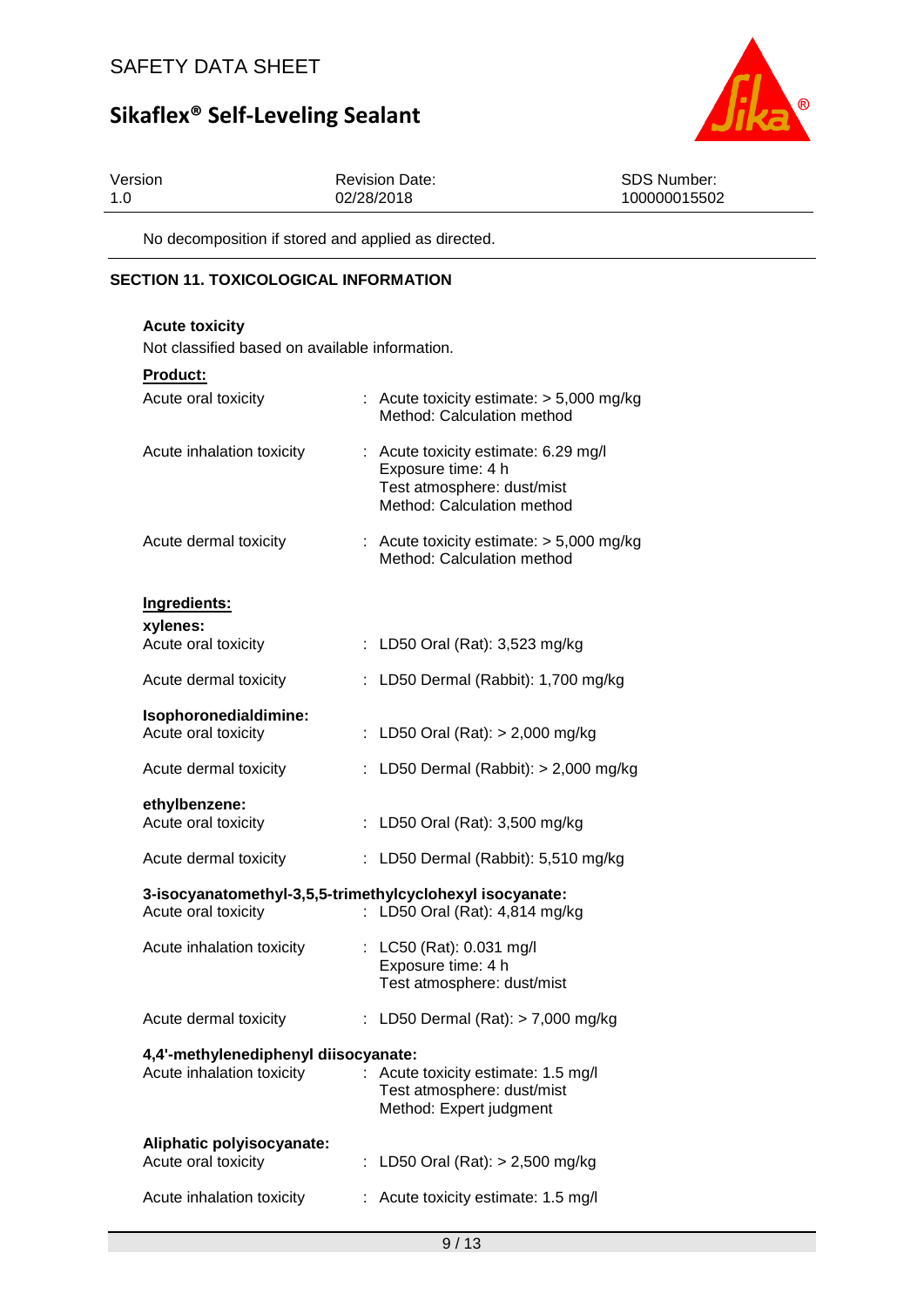No decomposition if stored and applied as directed.

## SECTION 11. TOXICOLOGICAL INFORMATION

**Acute toxicity**

Not classified based on available information.

**Product:**

| | |
|---|---|
| Acute oral toxicity | : Acute toxicity estimate: > 5,000 mg/kg<br>Method: Calculation method |
| Acute inhalation toxicity | : Acute toxicity estimate: 6.29 mg/l<br>Exposure time: 4 h<br>Test atmosphere: dust/mist<br>Method: Calculation method |
| Acute dermal toxicity | : Acute toxicity estimate: > 5,000 mg/kg<br>Method: Calculation method |

**Ingredients:**

**xylenes:**

| | |
|---|---|
| Acute oral toxicity | : LD50 Oral (Rat): 3,523 mg/kg |
| Acute dermal toxicity | : LD50 Dermal (Rabbit): 1,700 mg/kg |

**Isophoronedialdimine:**

| | |
|---|---|
| Acute oral toxicity | : LD50 Oral (Rat): > 2,000 mg/kg |
| Acute dermal toxicity | : LD50 Dermal (Rabbit): > 2,000 mg/kg |

**ethylbenzene:**

| | |
|---|---|
| Acute oral toxicity | : LD50 Oral (Rat): 3,500 mg/kg |
| Acute dermal toxicity | : LD50 Dermal (Rabbit): 5,510 mg/kg |

**3-isocyanatomethyl-3,5,5-trimethylcyclohexyl isocyanate:**

| | |
|---|---|
| Acute oral toxicity | : LD50 Oral (Rat): 4,814 mg/kg |
| Acute inhalation toxicity | : LC50 (Rat): 0.031 mg/l<br>Exposure time: 4 h<br>Test atmosphere: dust/mist |
| Acute dermal toxicity | : LD50 Dermal (Rat): > 7,000 mg/kg |

**4,4'-methylenediphenyl diisocyanate:**

| | |
|---|---|
| Acute inhalation toxicity | : Acute toxicity estimate: 1.5 mg/l<br>Test atmosphere: dust/mist<br>Method: Expert judgment |

**Aliphatic polyisocyanate:**

| | |
|---|---|
| Acute oral toxicity | : LD50 Oral (Rat): > 2,500 mg/kg |
| Acute inhalation toxicity | : Acute toxicity estimate: 1.5 mg/l |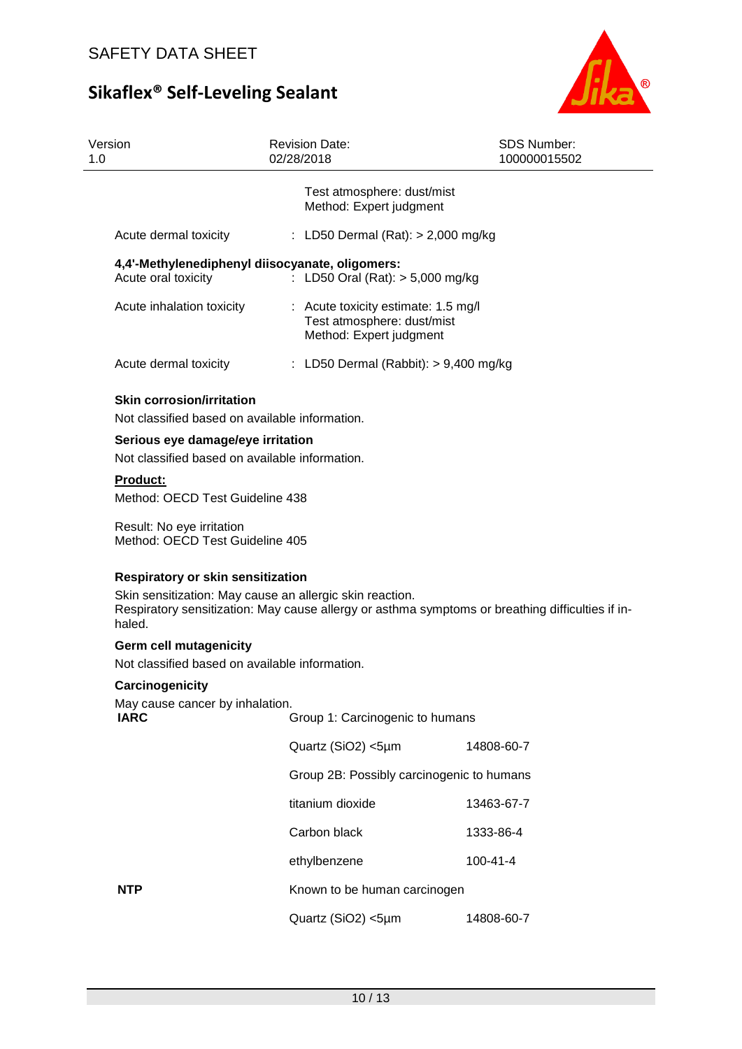Test atmosphere: dust/mist
Method: Expert judgment

Acute dermal toxicity : LD50 Dermal (Rat): > 2,000 mg/kg

**4,4'-Methylenediphenyl diisocyanate, oligomers:**

Acute oral toxicity : LD50 Oral (Rat): > 5,000 mg/kg

Acute inhalation toxicity : Acute toxicity estimate: 1.5 mg/l
Test atmosphere: dust/mist
Method: Expert judgment

Acute dermal toxicity : LD50 Dermal (Rabbit): > 9,400 mg/kg

**Skin corrosion/irritation**

Not classified based on available information.

**Serious eye damage/eye irritation**

Not classified based on available information.

**Product:**

Method: OECD Test Guideline 438

Result: No eye irritation
Method: OECD Test Guideline 405

**Respiratory or skin sensitization**

Skin sensitization: May cause an allergic skin reaction.
Respiratory sensitization: May cause allergy or asthma symptoms or breathing difficulties if inhaled.

**Germ cell mutagenicity**

Not classified based on available information.

**Carcinogenicity**

May cause cancer by inhalation.

| | | |
|---|---|---|
| **IARC** | Group 1: Carcinogenic to humans | |
| | Quartz ($SiO_2$) <5µm | 14808-60-7 |
| | Group 2B: Possibly carcinogenic to humans | |
| | titanium dioxide | 13463-67-7 |
| | Carbon black | 1333-86-4 |
| | ethylbenzene | 100-41-4 |
| **NTP** | Known to be human carcinogen | |
| | Quartz ($SiO_2$) <5µm | 14808-60-7 |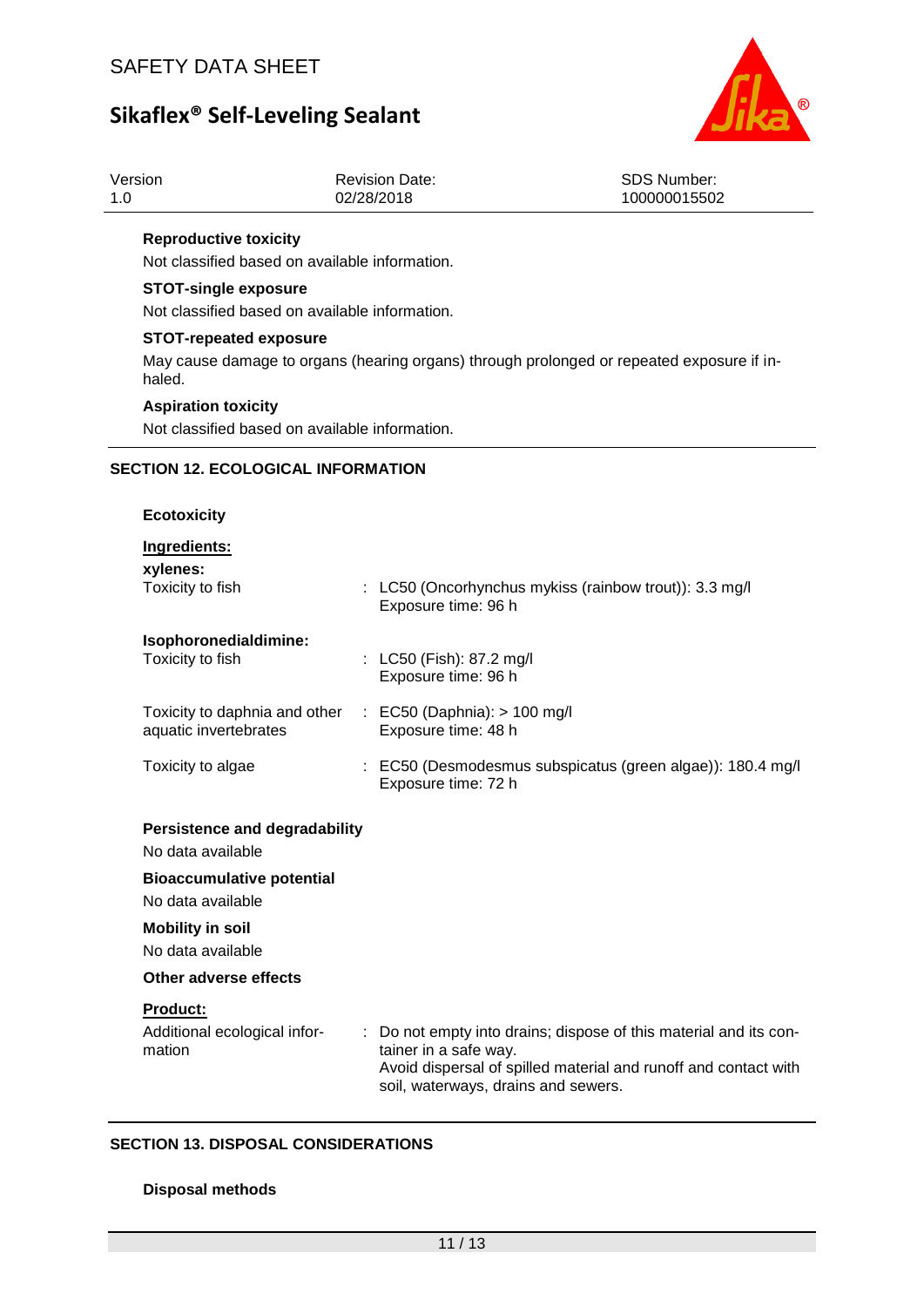**Reproductive toxicity**

Not classified based on available information.

**STOT-single exposure**

Not classified based on available information.

**STOT-repeated exposure**

May cause damage to organs (hearing organs) through prolonged or repeated exposure if inhaled.

**Aspiration toxicity**

Not classified based on available information.

## SECTION 12. ECOLOGICAL INFORMATION

**Ecotoxicity**

**Ingredients:**

**xylenes:**

| | |
|---|---|
| Toxicity to fish | : LC50 (Oncorhynchus mykiss (rainbow trout)): 3.3 mg/l<br>Exposure time: 96 h |

**Isophoronedialdimine:**

| | |
|---|---|
| Toxicity to fish | : LC50 (Fish): 87.2 mg/l<br>Exposure time: 96 h |
| Toxicity to daphnia and other aquatic invertebrates | : EC50 (Daphnia): > 100 mg/l<br>Exposure time: 48 h |
| Toxicity to algae | : EC50 (Desmodesmus subspicatus (green algae)): 180.4 mg/l<br>Exposure time: 72 h |

**Persistence and degradability**

No data available

**Bioaccumulative potential**

No data available

**Mobility in soil**

No data available

**Other adverse effects**

**Product:**

| | |
|---|---|
| Additional ecological information | : Do not empty into drains; dispose of this material and its container in a safe way.<br>Avoid dispersal of spilled material and runoff and contact with soil, waterways, drains and sewers. |

## SECTION 13. DISPOSAL CONSIDERATIONS

**Disposal methods**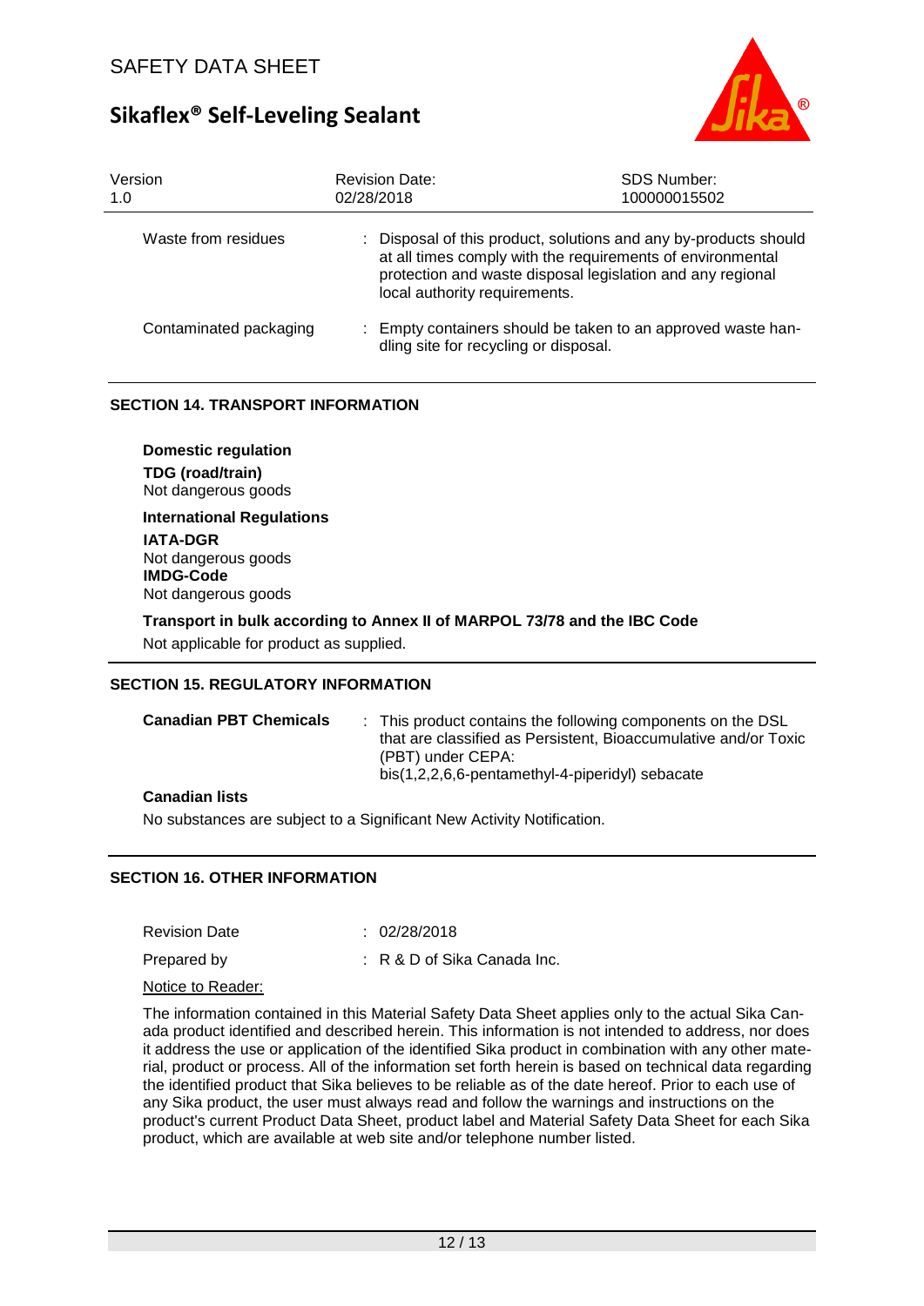| Version | Revision Date: | SDS Number: |
| --- | --- | --- |
| 1.0 | 02/28/2018 | 100000015502 |

| | |
| --- | --- |
| Waste from residues | : Disposal of this product, solutions and any by-products should at all times comply with the requirements of environmental protection and waste disposal legislation and any regional local authority requirements. |
| Contaminated packaging | : Empty containers should be taken to an approved waste handling site for recycling or disposal. |

## SECTION 14. TRANSPORT INFORMATION

**Domestic regulation**

**TDG (road/train)**
Not dangerous goods

**International Regulations**

**IATA-DGR**
Not dangerous goods

**IMDG-Code**
Not dangerous goods

**Transport in bulk according to Annex II of MARPOL 73/78 and the IBC Code**

Not applicable for product as supplied.

## SECTION 15. REGULATORY INFORMATION

| | |
| --- | --- |
| **Canadian PBT Chemicals** | : This product contains the following components on the DSL that are classified as Persistent, Bioaccumulative and/or Toxic (PBT) under CEPA: bis(1,2,2,6,6-pentamethyl-4-piperidyl) sebacate |

**Canadian lists**

No substances are subject to a Significant New Activity Notification.

## SECTION 16. OTHER INFORMATION

| | |
| --- | --- |
| Revision Date | : 02/28/2018 |
| Prepared by | : R & D of Sika Canada Inc. |

Notice to Reader:

The information contained in this Material Safety Data Sheet applies only to the actual Sika Canada product identified and described herein. This information is not intended to address, nor does it address the use or application of the identified Sika product in combination with any other material, product or process. All of the information set forth herein is based on technical data regarding the identified product that Sika believes to be reliable as of the date hereof. Prior to each use of any Sika product, the user must always read and follow the warnings and instructions on the product's current Product Data Sheet, product label and Material Safety Data Sheet for each Sika product, which are available at web site and/or telephone number listed.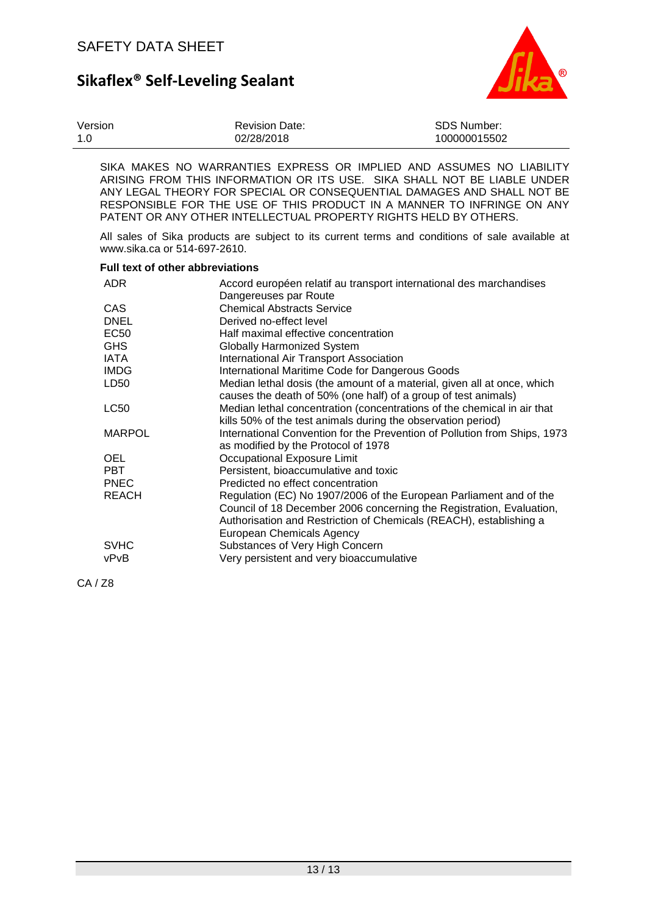SIKA MAKES NO WARRANTIES EXPRESS OR IMPLIED AND ASSUMES NO LIABILITY ARISING FROM THIS INFORMATION OR ITS USE. SIKA SHALL NOT BE LIABLE UNDER ANY LEGAL THEORY FOR SPECIAL OR CONSEQUENTIAL DAMAGES AND SHALL NOT BE RESPONSIBLE FOR THE USE OF THIS PRODUCT IN A MANNER TO INFRINGE ON ANY PATENT OR ANY OTHER INTELLECTUAL PROPERTY RIGHTS HELD BY OTHERS.

All sales of Sika products are subject to its current terms and conditions of sale available at www.sika.ca or 514-697-2610.

**Full text of other abbreviations**

| | |
|---|---|
| ADR | Accord européen relatif au transport international des marchandises Dangereuses par Route |
| CAS | Chemical Abstracts Service |
| DNEL | Derived no-effect level |
| EC50 | Half maximal effective concentration |
| GHS | Globally Harmonized System |
| IATA | International Air Transport Association |
| IMDG | International Maritime Code for Dangerous Goods |
| LD50 | Median lethal dosis (the amount of a material, given all at once, which causes the death of 50% (one half) of a group of test animals) |
| LC50 | Median lethal concentration (concentrations of the chemical in air that kills 50% of the test animals during the observation period) |
| MARPOL | International Convention for the Prevention of Pollution from Ships, 1973 as modified by the Protocol of 1978 |
| OEL | Occupational Exposure Limit |
| PBT | Persistent, bioaccumulative and toxic |
| PNEC | Predicted no effect concentration |
| REACH | Regulation (EC) No 1907/2006 of the European Parliament and of the Council of 18 December 2006 concerning the Registration, Evaluation, Authorisation and Restriction of Chemicals (REACH), establishing a European Chemicals Agency |
| SVHC | Substances of Very High Concern |
| vPvB | Very persistent and very bioaccumulative |

CA / Z8